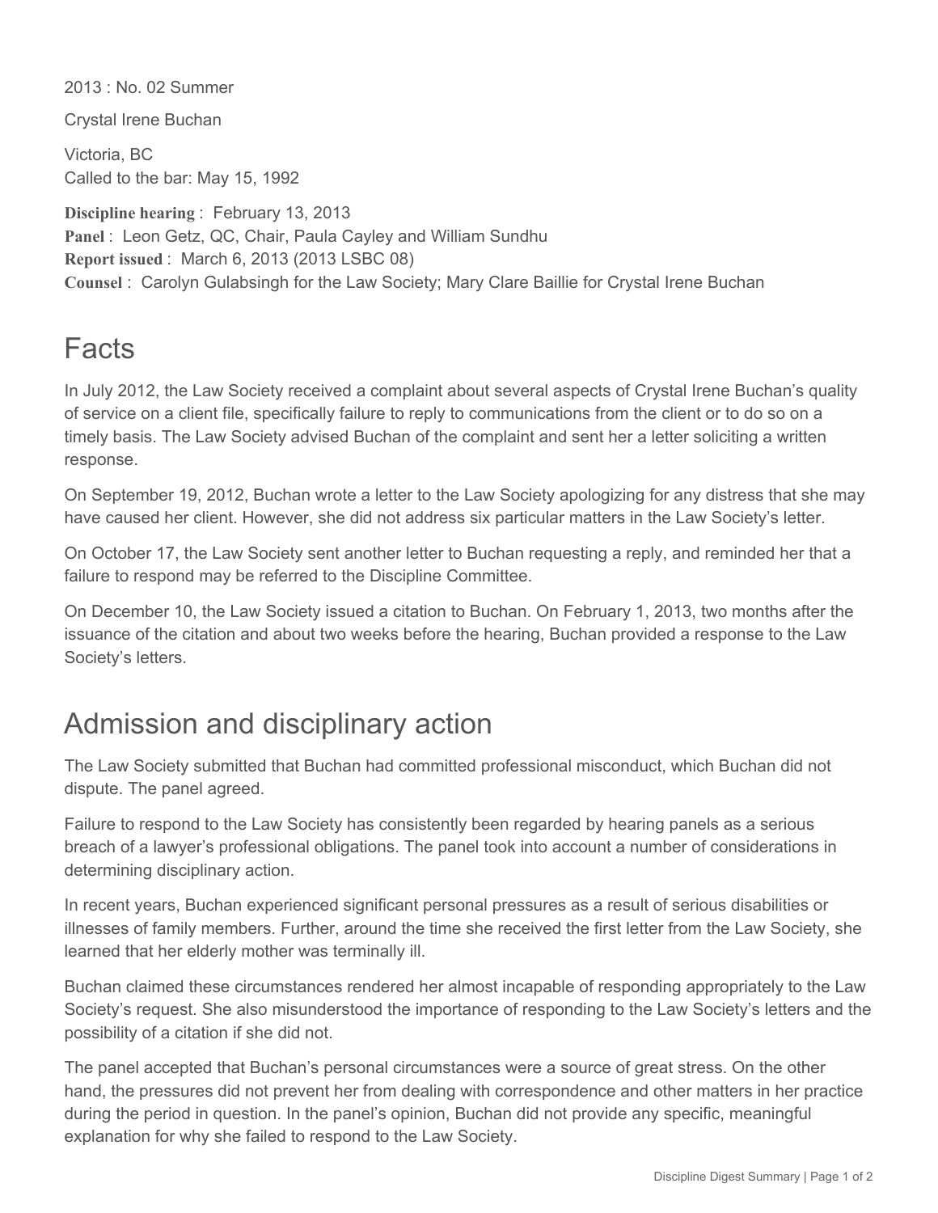2013 : No. 02 Summer

Crystal Irene Buchan

Victoria, BC
Called to the bar: May 15, 1992

**Discipline hearing** : February 13, 2013
**Panel** : Leon Getz, QC, Chair, Paula Cayley and William Sundhu
**Report issued** : March 6, 2013 (2013 LSBC 08)
**Counsel** : Carolyn Gulabsingh for the Law Society; Mary Clare Baillie for Crystal Irene Buchan

# Facts

In July 2012, the Law Society received a complaint about several aspects of Crystal Irene Buchan's quality of service on a client file, specifically failure to reply to communications from the client or to do so on a timely basis. The Law Society advised Buchan of the complaint and sent her a letter soliciting a written response.

On September 19, 2012, Buchan wrote a letter to the Law Society apologizing for any distress that she may have caused her client. However, she did not address six particular matters in the Law Society's letter.

On October 17, the Law Society sent another letter to Buchan requesting a reply, and reminded her that a failure to respond may be referred to the Discipline Committee.

On December 10, the Law Society issued a citation to Buchan. On February 1, 2013, two months after the issuance of the citation and about two weeks before the hearing, Buchan provided a response to the Law Society's letters.

# Admission and disciplinary action

The Law Society submitted that Buchan had committed professional misconduct, which Buchan did not dispute. The panel agreed.

Failure to respond to the Law Society has consistently been regarded by hearing panels as a serious breach of a lawyer's professional obligations. The panel took into account a number of considerations in determining disciplinary action.

In recent years, Buchan experienced significant personal pressures as a result of serious disabilities or illnesses of family members. Further, around the time she received the first letter from the Law Society, she learned that her elderly mother was terminally ill.

Buchan claimed these circumstances rendered her almost incapable of responding appropriately to the Law Society's request. She also misunderstood the importance of responding to the Law Society's letters and the possibility of a citation if she did not.

The panel accepted that Buchan's personal circumstances were a source of great stress. On the other hand, the pressures did not prevent her from dealing with correspondence and other matters in her practice during the period in question. In the panel's opinion, Buchan did not provide any specific, meaningful explanation for why she failed to respond to the Law Society.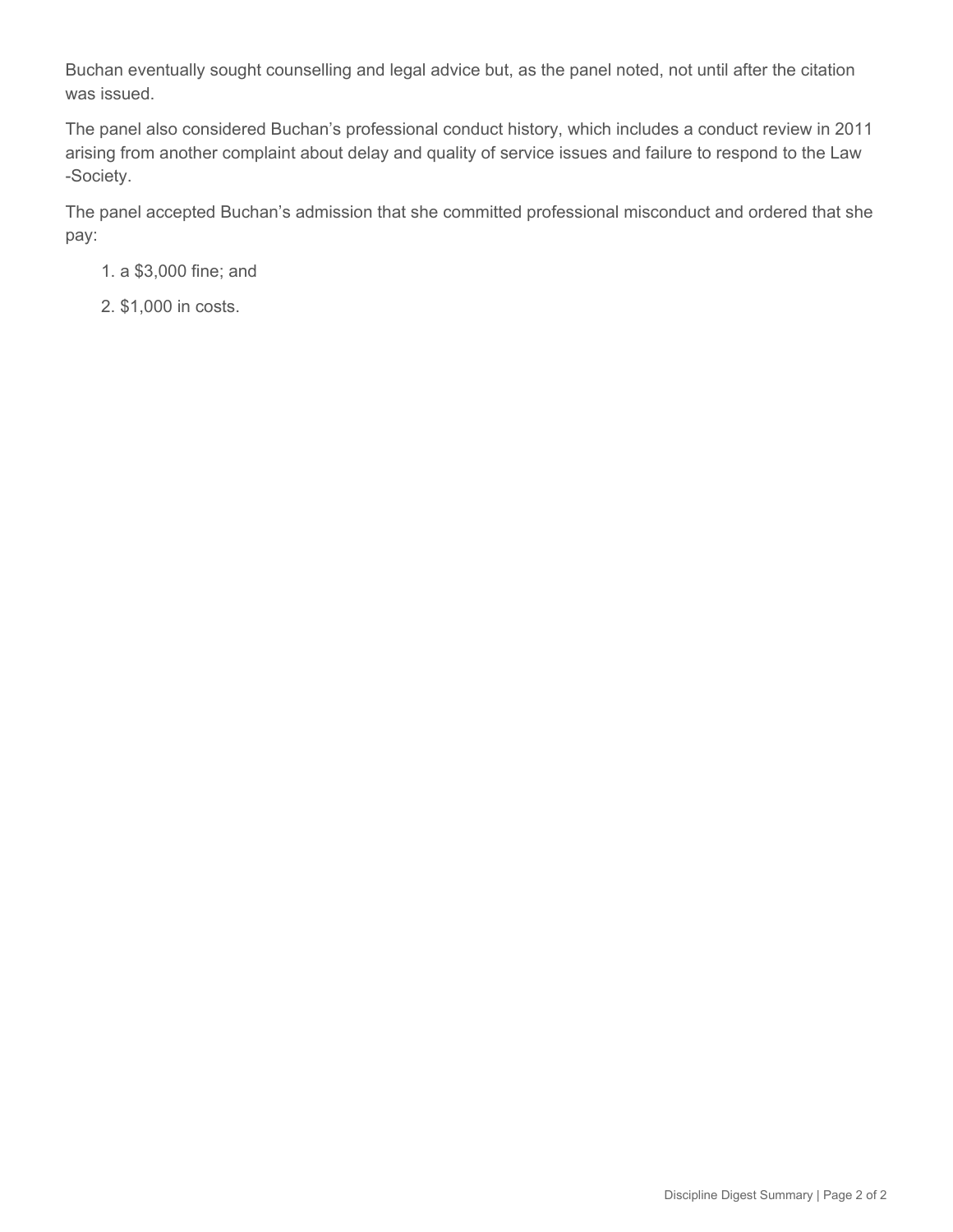Buchan eventually sought counselling and legal advice but, as the panel noted, not until after the citation was issued.

The panel also considered Buchan's professional conduct history, which includes a conduct review in 2011 arising from another complaint about delay and quality of service issues and failure to respond to the Law -Society.

The panel accepted Buchan's admission that she committed professional misconduct and ordered that she pay:

1. a $3,000 fine; and
2. $1,000 in costs.